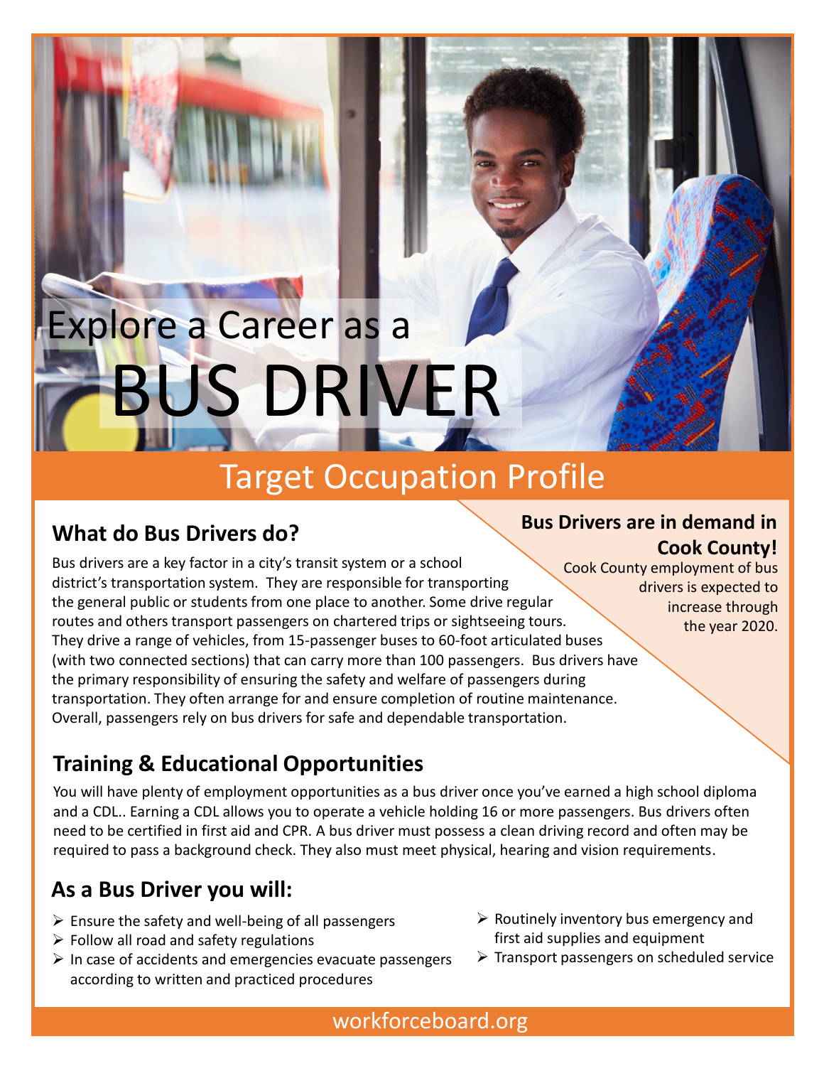# Explore a Career as a BUS DRIVER

## Target Occupation Profile

### What do Bus Drivers do?

Bus drivers are a key factor in a city's transit system or a school district's transportation system. They are responsible for transporting the general public or students from one place to another. Some drive regular routes and others transport passengers on chartered trips or sightseeing tours. They drive a range of vehicles, from 15-passenger buses to 60-foot articulated buses (with two connected sections) that can carry more than 100 passengers. Bus drivers have the primary responsibility of ensuring the safety and welfare of passengers during transportation. They often arrange for and ensure completion of routine maintenance. Overall, passengers rely on bus drivers for safe and dependable transportation.

### Bus Drivers are in demand in Cook County!

Cook County employment of bus drivers is expected to increase through the year 2020.

### Training & Educational Opportunities

You will have plenty of employment opportunities as a bus driver once you've earned a high school diploma and a CDL.. Earning a CDL allows you to operate a vehicle holding 16 or more passengers. Bus drivers often need to be certified in first aid and CPR. A bus driver must possess a clean driving record and often may be required to pass a background check. They also must meet physical, hearing and vision requirements.

### As a Bus Driver you will:

- Ensure the safety and well-being of all passengers
- Follow all road and safety regulations
- In case of accidents and emergencies evacuate passengers according to written and practiced procedures
- Routinely inventory bus emergency and first aid supplies and equipment
- Transport passengers on scheduled service

workforceboard.org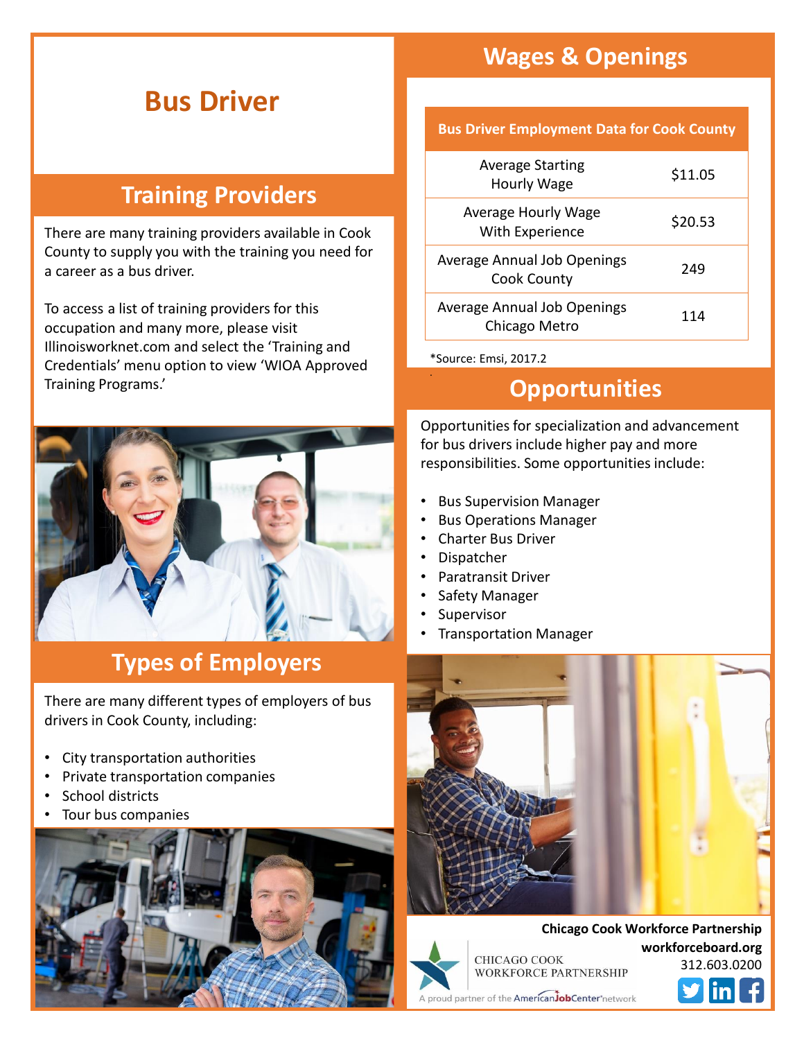# Bus Driver

## Training Providers

There are many training providers available in Cook County to supply you with the training you need for a career as a bus driver.

To access a list of training providers for this occupation and many more, please visit Illinoisworknet.com and select the 'Training and Credentials' menu option to view 'WIOA Approved Training Programs.'

## Types of Employers

There are many different types of employers of bus drivers in Cook County, including:

- City transportation authorities
- Private transportation companies
- School districts
- Tour bus companies

## Wages & Openings

| Bus Driver Employment Data for Cook County | |
|---|---|
| Average Starting Hourly Wage | $11.05 |
| Average Hourly Wage With Experience | $20.53 |
| Average Annual Job Openings Cook County | 249 |
| Average Annual Job Openings Chicago Metro | 114 |

*Source: Emsi, 2017.2

## Opportunities

Opportunities for specialization and advancement for bus drivers include higher pay and more responsibilities. Some opportunities include:

- Bus Supervision Manager
- Bus Operations Manager
- Charter Bus Driver
- Dispatcher
- Paratransit Driver
- Safety Manager
- Supervisor
- Transportation Manager

**Chicago Cook Workforce Partnership**
**workforceboard.org**
312.603.0200

CHICAGO COOK WORKFORCE PARTNERSHIP

A proud partner of the AmericanJobCenter network